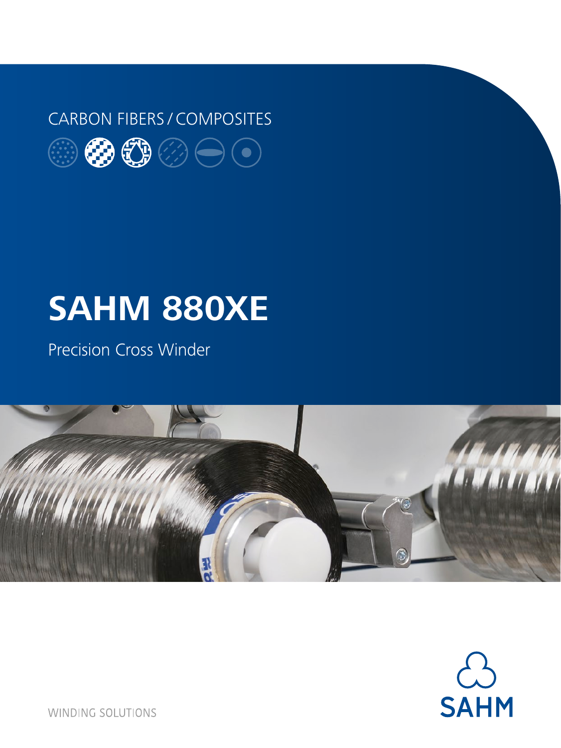CARBON FIBERS / COMPOSITES

# SAHM 880XE

Precision Cross Winder

SAHM

WINDING SOLUTIONS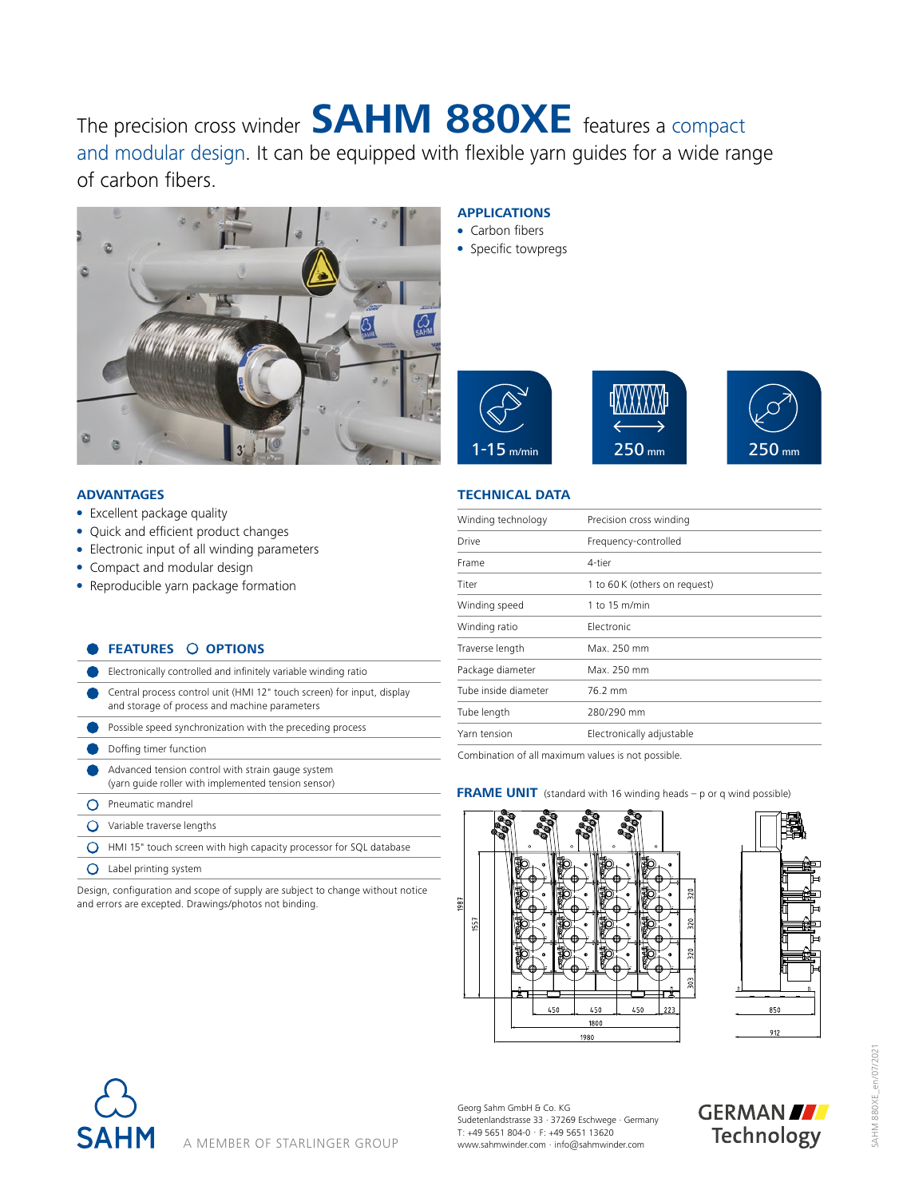The precision cross winder **SAHM 880XE** features a compact and modular design. It can be equipped with flexible yarn guides for a wide range of carbon fibers.

## APPLICATIONS

- Carbon fibers
- Specific towpregs

1-15 m/min

250 mm

250 mm

## ADVANTAGES

- Excellent package quality
- Quick and efficient product changes
- Electronic input of all winding parameters
- Compact and modular design
- Reproducible yarn package formation

## ● FEATURES ○ OPTIONS

| | |
|---|---|
| ● | Electronically controlled and infinitely variable winding ratio |
| ● | Central process control unit (HMI 12" touch screen) for input, display and storage of process and machine parameters |
| ● | Possible speed synchronization with the preceding process |
| ● | Doffing timer function |
| ● | Advanced tension control with strain gauge system (yarn guide roller with implemented tension sensor) |
| ○ | Pneumatic mandrel |
| ○ | Variable traverse lengths |
| ○ | HMI 15" touch screen with high capacity processor for SQL database |
| ○ | Label printing system |

Design, configuration and scope of supply are subject to change without notice and errors are excepted. Drawings/photos not binding.

## TECHNICAL DATA

| | |
|---|---|
| Winding technology | Precision cross winding |
| Drive | Frequency-controlled |
| Frame | 4-tier |
| Titer | 1 to 60 K (others on request) |
| Winding speed | 1 to 15 m/min |
| Winding ratio | Electronic |
| Traverse length | Max. 250 mm |
| Package diameter | Max. 250 mm |
| Tube inside diameter | 76.2 mm |
| Tube length | 280/290 mm |
| Yarn tension | Electronically adjustable |

Combination of all maximum values is not possible.

## FRAME UNIT (standard with 16 winding heads – p or q wind possible)

1987
1557
320
320
320
303
450
450
450
223
1800
1980
850
912

SAHM

A MEMBER OF STARLINGER GROUP

Georg Sahm GmbH & Co. KG
Sudetenlandstrasse 33 · 37269 Eschwege · Germany
T: +49 5651 804-0 · F: +49 5651 13620
www.sahmwinder.com · info@sahmwinder.com

GERMAN Technology

SAHM 880XE_en/07/2021